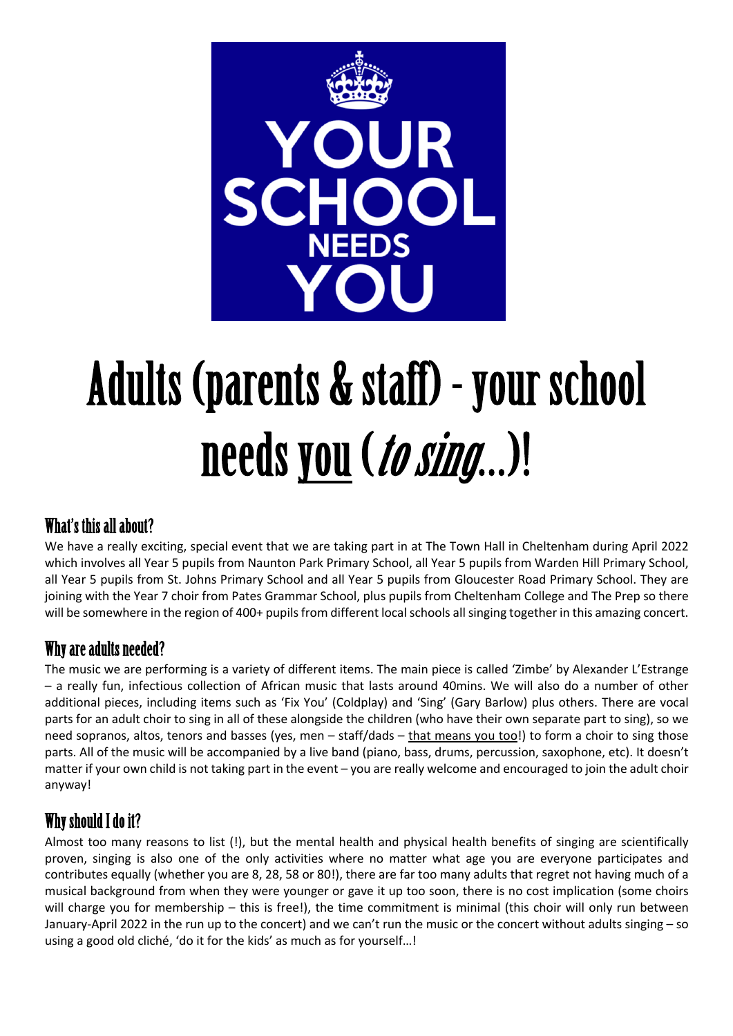YOUR SCHOOL NEEDS YOU

# Adults (parents & staff) - your school needs you (*to sing…*)!

## What's this all about?

We have a really exciting, special event that we are taking part in at The Town Hall in Cheltenham during April 2022 which involves all Year 5 pupils from Naunton Park Primary School, all Year 5 pupils from Warden Hill Primary School, all Year 5 pupils from St. Johns Primary School and all Year 5 pupils from Gloucester Road Primary School. They are joining with the Year 7 choir from Pates Grammar School, plus pupils from Cheltenham College and The Prep so there will be somewhere in the region of 400+ pupils from different local schools all singing together in this amazing concert.

## Why are adults needed?

The music we are performing is a variety of different items. The main piece is called 'Zimbe' by Alexander L'Estrange – a really fun, infectious collection of African music that lasts around 40mins. We will also do a number of other additional pieces, including items such as 'Fix You' (Coldplay) and 'Sing' (Gary Barlow) plus others. There are vocal parts for an adult choir to sing in all of these alongside the children (who have their own separate part to sing), so we need sopranos, altos, tenors and basses (yes, men – staff/dads – that means you too!) to form a choir to sing those parts. All of the music will be accompanied by a live band (piano, bass, drums, percussion, saxophone, etc). It doesn't matter if your own child is not taking part in the event – you are really welcome and encouraged to join the adult choir anyway!

## Why should I do it?

Almost too many reasons to list (!), but the mental health and physical health benefits of singing are scientifically proven, singing is also one of the only activities where no matter what age you are everyone participates and contributes equally (whether you are 8, 28, 58 or 80!), there are far too many adults that regret not having much of a musical background from when they were younger or gave it up too soon, there is no cost implication (some choirs will charge you for membership – this is free!), the time commitment is minimal (this choir will only run between January-April 2022 in the run up to the concert) and we can't run the music or the concert without adults singing – so using a good old cliché, 'do it for the kids' as much as for yourself…!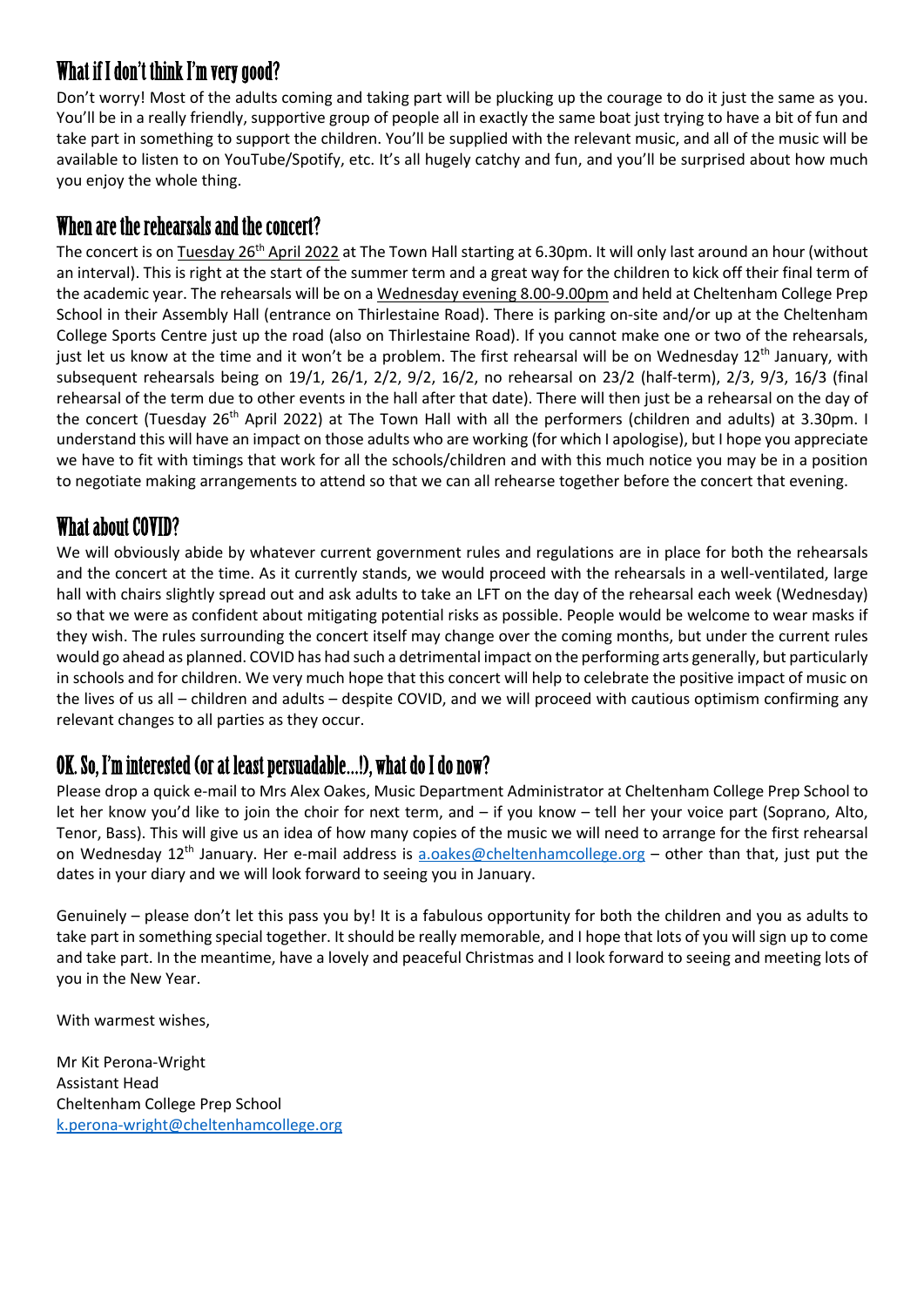## What if I don't think I'm very good?

Don't worry! Most of the adults coming and taking part will be plucking up the courage to do it just the same as you. You'll be in a really friendly, supportive group of people all in exactly the same boat just trying to have a bit of fun and take part in something to support the children. You'll be supplied with the relevant music, and all of the music will be available to listen to on YouTube/Spotify, etc. It's all hugely catchy and fun, and you'll be surprised about how much you enjoy the whole thing.

## When are the rehearsals and the concert?

The concert is on Tuesday 26th April 2022 at The Town Hall starting at 6.30pm. It will only last around an hour (without an interval). This is right at the start of the summer term and a great way for the children to kick off their final term of the academic year. The rehearsals will be on a Wednesday evening 8.00-9.00pm and held at Cheltenham College Prep School in their Assembly Hall (entrance on Thirlestaine Road). There is parking on-site and/or up at the Cheltenham College Sports Centre just up the road (also on Thirlestaine Road). If you cannot make one or two of the rehearsals, just let us know at the time and it won't be a problem. The first rehearsal will be on Wednesday 12th January, with subsequent rehearsals being on 19/1, 26/1, 2/2, 9/2, 16/2, no rehearsal on 23/2 (half-term), 2/3, 9/3, 16/3 (final rehearsal of the term due to other events in the hall after that date). There will then just be a rehearsal on the day of the concert (Tuesday 26th April 2022) at The Town Hall with all the performers (children and adults) at 3.30pm. I understand this will have an impact on those adults who are working (for which I apologise), but I hope you appreciate we have to fit with timings that work for all the schools/children and with this much notice you may be in a position to negotiate making arrangements to attend so that we can all rehearse together before the concert that evening.

## What about COVID?

We will obviously abide by whatever current government rules and regulations are in place for both the rehearsals and the concert at the time. As it currently stands, we would proceed with the rehearsals in a well-ventilated, large hall with chairs slightly spread out and ask adults to take an LFT on the day of the rehearsal each week (Wednesday) so that we were as confident about mitigating potential risks as possible. People would be welcome to wear masks if they wish. The rules surrounding the concert itself may change over the coming months, but under the current rules would go ahead as planned. COVID has had such a detrimental impact on the performing arts generally, but particularly in schools and for children. We very much hope that this concert will help to celebrate the positive impact of music on the lives of us all – children and adults – despite COVID, and we will proceed with cautious optimism confirming any relevant changes to all parties as they occur.

## OK. So, I'm interested (or at least persuadable…!), what do I do now?

Please drop a quick e-mail to Mrs Alex Oakes, Music Department Administrator at Cheltenham College Prep School to let her know you'd like to join the choir for next term, and – if you know – tell her your voice part (Soprano, Alto, Tenor, Bass). This will give us an idea of how many copies of the music we will need to arrange for the first rehearsal on Wednesday 12th January. Her e-mail address is a.oakes@cheltenhamcollege.org – other than that, just put the dates in your diary and we will look forward to seeing you in January.

Genuinely – please don't let this pass you by! It is a fabulous opportunity for both the children and you as adults to take part in something special together. It should be really memorable, and I hope that lots of you will sign up to come and take part. In the meantime, have a lovely and peaceful Christmas and I look forward to seeing and meeting lots of you in the New Year.

With warmest wishes,

Mr Kit Perona-Wright  
Assistant Head  
Cheltenham College Prep School  
k.perona-wright@cheltenhamcollege.org